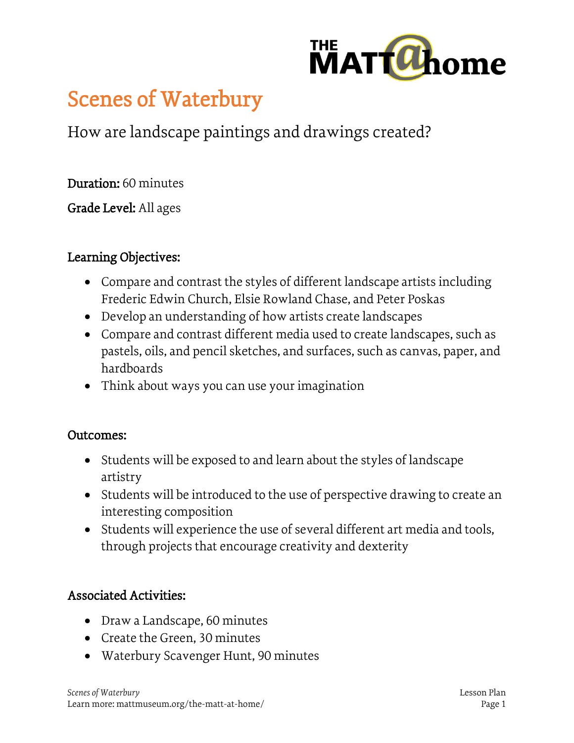# Scenes of Waterbury

## How are landscape paintings and drawings created?

**Duration:** 60 minutes

**Grade Level:** All ages

### Learning Objectives:

- Compare and contrast the styles of different landscape artists including Frederic Edwin Church, Elsie Rowland Chase, and Peter Poskas
- Develop an understanding of how artists create landscapes
- Compare and contrast different media used to create landscapes, such as pastels, oils, and pencil sketches, and surfaces, such as canvas, paper, and hardboards
- Think about ways you can use your imagination

### Outcomes:

- Students will be exposed to and learn about the styles of landscape artistry
- Students will be introduced to the use of perspective drawing to create an interesting composition
- Students will experience the use of several different art media and tools, through projects that encourage creativity and dexterity

### Associated Activities:

- Draw a Landscape, 60 minutes
- Create the Green, 30 minutes
- Waterbury Scavenger Hunt, 90 minutes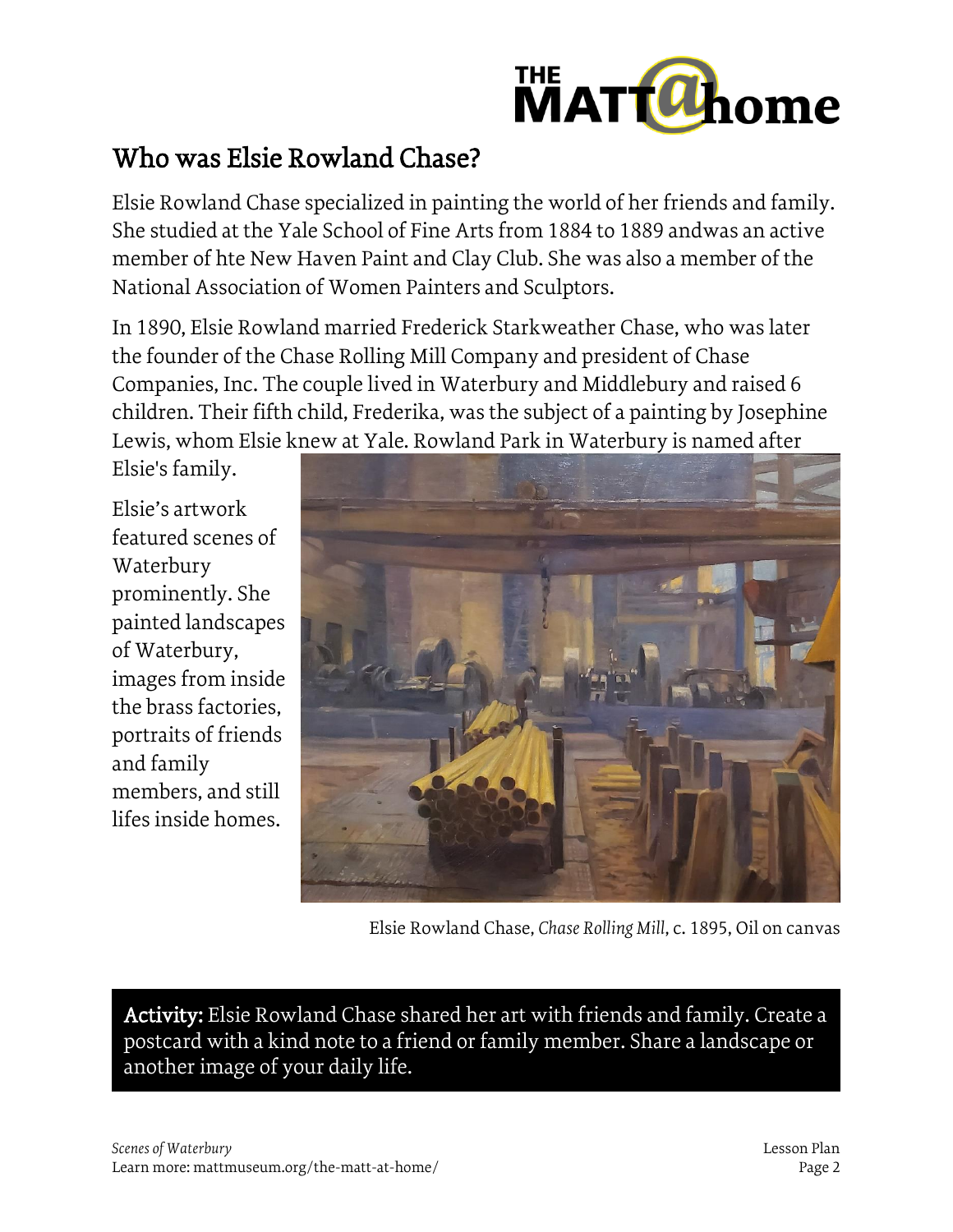# Who was Elsie Rowland Chase?

Elsie Rowland Chase specialized in painting the world of her friends and family. She studied at the Yale School of Fine Arts from 1884 to 1889 andwas an active member of hte New Haven Paint and Clay Club. She was also a member of the National Association of Women Painters and Sculptors.

In 1890, Elsie Rowland married Frederick Starkweather Chase, who was later the founder of the Chase Rolling Mill Company and president of Chase Companies, Inc. The couple lived in Waterbury and Middlebury and raised 6 children. Their fifth child, Frederika, was the subject of a painting by Josephine Lewis, whom Elsie knew at Yale. Rowland Park in Waterbury is named after Elsie's family.

Elsie's artwork featured scenes of Waterbury prominently. She painted landscapes of Waterbury, images from inside the brass factories, portraits of friends and family members, and still lifes inside homes.

Elsie Rowland Chase, *Chase Rolling Mill*, c. 1895, Oil on canvas

**Activity:** Elsie Rowland Chase shared her art with friends and family. Create a postcard with a kind note to a friend or family member. Share a landscape or another image of your daily life.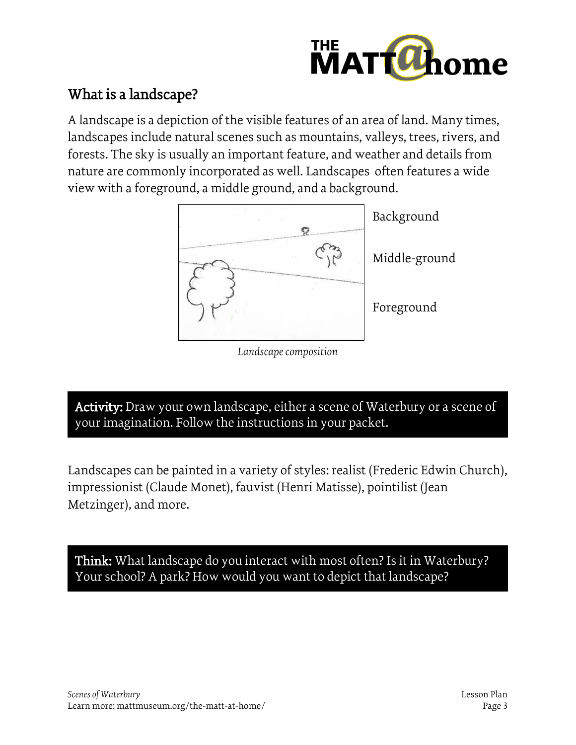## What is a landscape?

A landscape is a depiction of the visible features of an area of land. Many times, landscapes include natural scenes such as mountains, valleys, trees, rivers, and forests. The sky is usually an important feature, and weather and details from nature are commonly incorporated as well. Landscapes often features a wide view with a foreground, a middle ground, and a background.

Background

Middle-ground

Foreground

*Landscape composition*

**Activity:** Draw your own landscape, either a scene of Waterbury or a scene of your imagination. Follow the instructions in your packet.

Landscapes can be painted in a variety of styles: realist (Frederic Edwin Church), impressionist (Claude Monet), fauvist (Henri Matisse), pointilist (Jean Metzinger), and more.

**Think:** What landscape do you interact with most often? Is it in Waterbury? Your school? A park? How would you want to depict that landscape?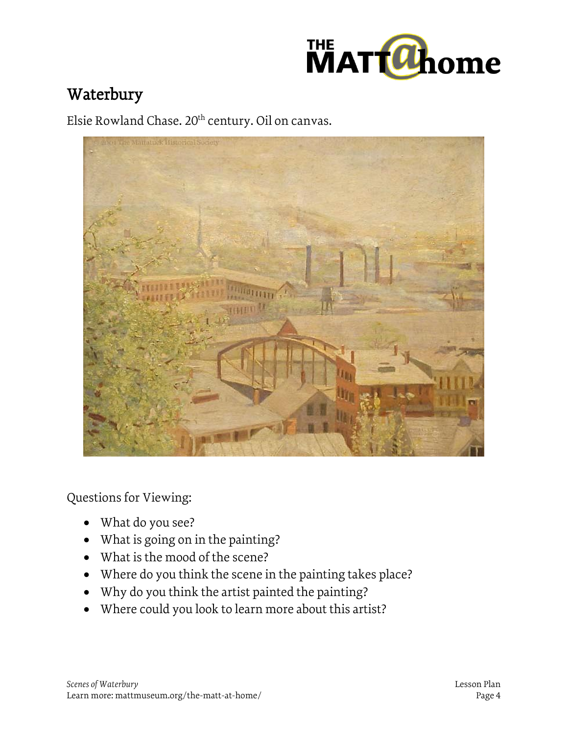# Waterbury

Elsie Rowland Chase. 20th century. Oil on canvas.

Questions for Viewing:

- What do you see?
- What is going on in the painting?
- What is the mood of the scene?
- Where do you think the scene in the painting takes place?
- Why do you think the artist painted the painting?
- Where could you look to learn more about this artist?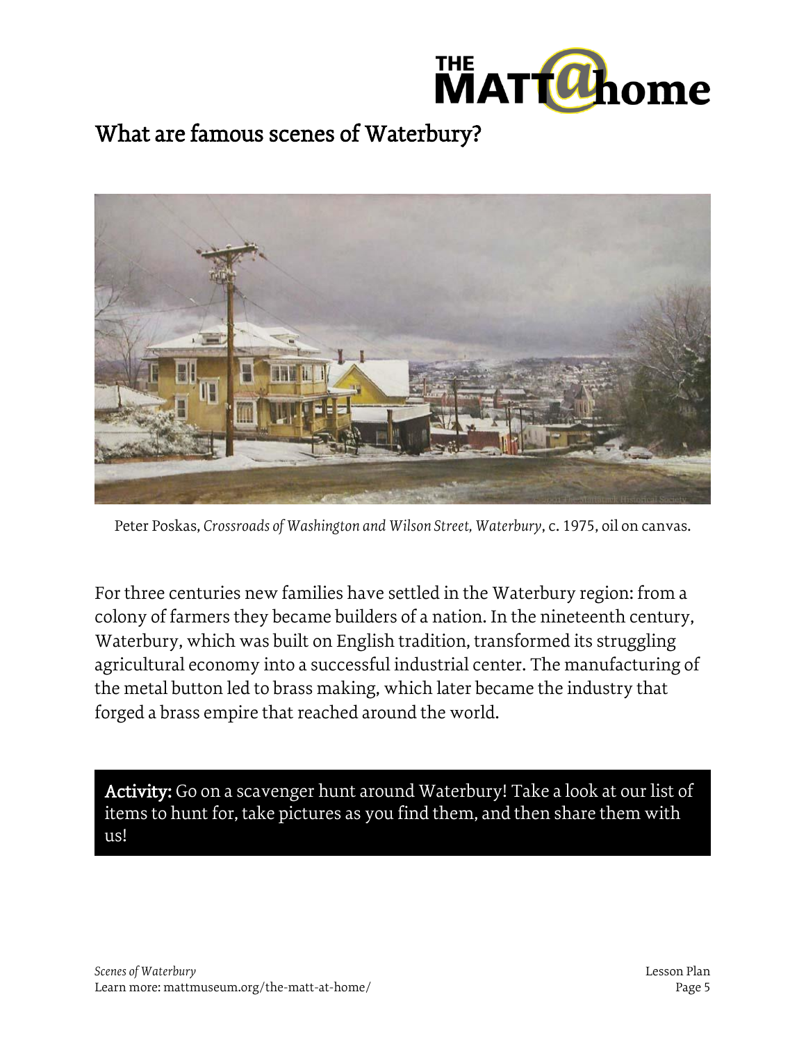# What are famous scenes of Waterbury?

Peter Poskas, *Crossroads of Washington and Wilson Street, Waterbury*, c. 1975, oil on canvas.

For three centuries new families have settled in the Waterbury region: from a colony of farmers they became builders of a nation. In the nineteenth century, Waterbury, which was built on English tradition, transformed its struggling agricultural economy into a successful industrial center. The manufacturing of the metal button led to brass making, which later became the industry that forged a brass empire that reached around the world.

**Activity:** Go on a scavenger hunt around Waterbury! Take a look at our list of items to hunt for, take pictures as you find them, and then share them with us!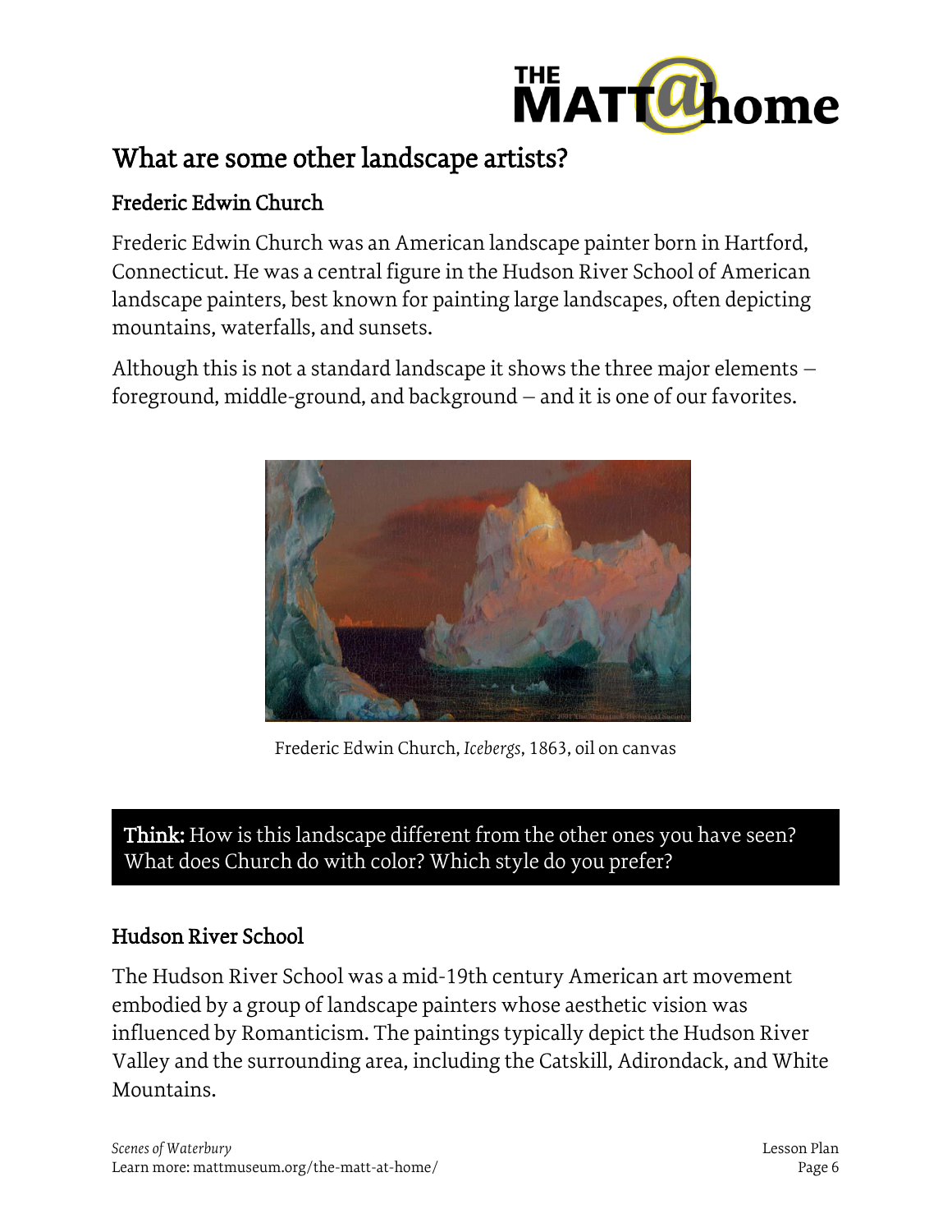## What are some other landscape artists?

### Frederic Edwin Church

Frederic Edwin Church was an American landscape painter born in Hartford, Connecticut. He was a central figure in the Hudson River School of American landscape painters, best known for painting large landscapes, often depicting mountains, waterfalls, and sunsets.

Although this is not a standard landscape it shows the three major elements – foreground, middle-ground, and background – and it is one of our favorites.

Frederic Edwin Church, *Icebergs*, 1863, oil on canvas

**Think:** How is this landscape different from the other ones you have seen? What does Church do with color? Which style do you prefer?

### Hudson River School

The Hudson River School was a mid-19th century American art movement embodied by a group of landscape painters whose aesthetic vision was influenced by Romanticism. The paintings typically depict the Hudson River Valley and the surrounding area, including the Catskill, Adirondack, and White Mountains.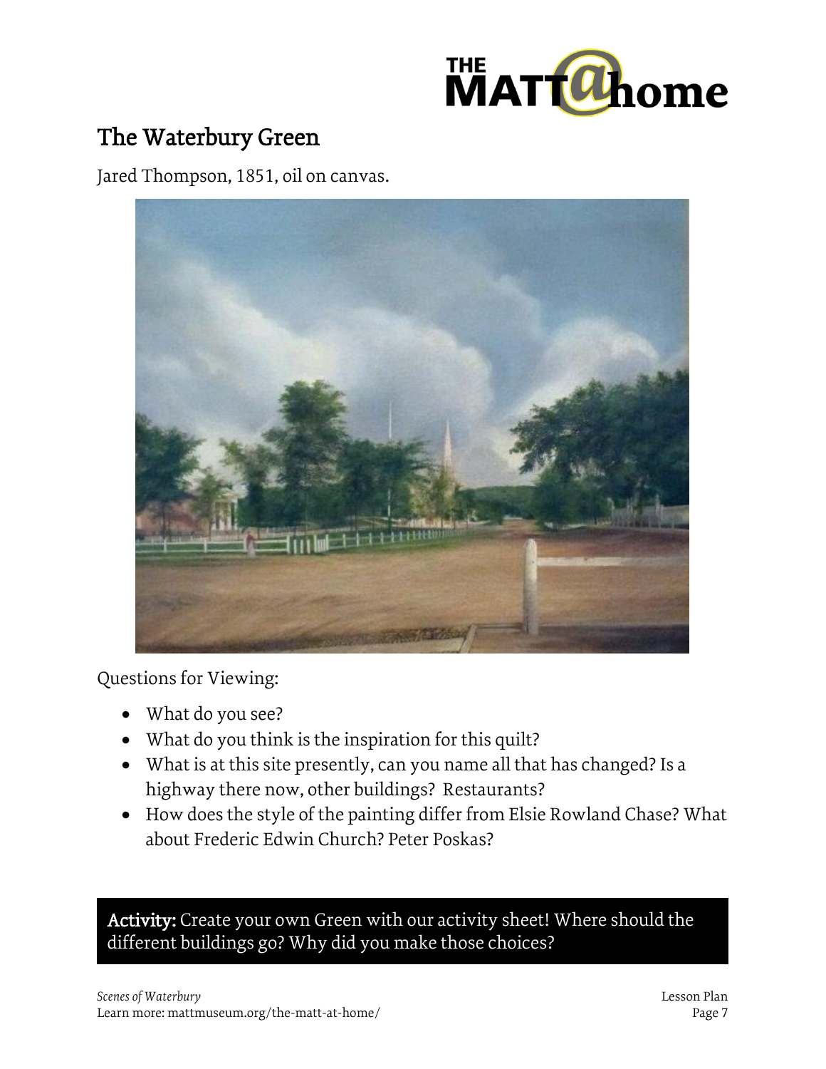# The Waterbury Green

Jared Thompson, 1851, oil on canvas.

Questions for Viewing:

- What do you see?
- What do you think is the inspiration for this quilt?
- What is at this site presently, can you name all that has changed? Is a highway there now, other buildings? Restaurants?
- How does the style of the painting differ from Elsie Rowland Chase? What about Frederic Edwin Church? Peter Poskas?

**Activity:** Create your own Green with our activity sheet! Where should the different buildings go? Why did you make those choices?